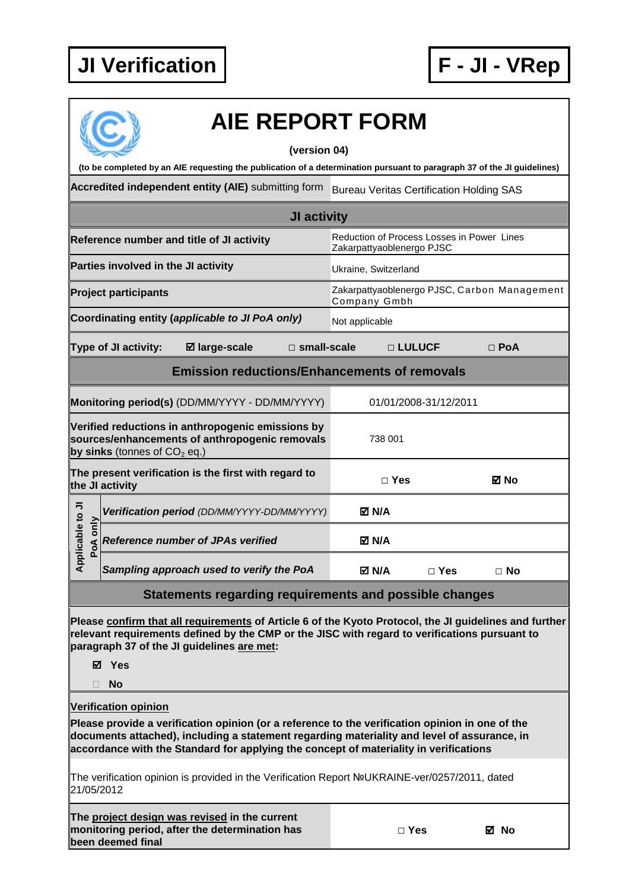# JI Verification

# F - JI - VRep

# AIE REPORT FORM

**(version 04)**

**(to be completed by an AIE requesting the publication of a determination pursuant to paragraph 37 of the JI guidelines)**

| | |
|---|---|
| **Accredited independent entity (AIE)** submitting form | Bureau Veritas Certification Holding SAS |

## JI activity

| | |
|---|---|
| **Reference number and title of JI activity** | Reduction of Process Losses in Power Lines Zakarpattyaoblenergo PJSC |
| **Parties involved in the JI activity** | Ukraine, Switzerland |
| **Project participants** | Zakarpattyaoblenergo PJSC, Carbon Management Company Gmbh |
| **Coordinating entity (*applicable to JI PoA only*)** | Not applicable |

**Type of JI activity:** ☑ **large-scale** □ **small-scale** □ **LULUCF** □ **PoA**

## Emission reductions/Enhancements of removals

| | | | |
|---|---|---|---|
| **Monitoring period(s)** (DD/MM/YYYY - DD/MM/YYYY) | 01/01/2008-31/12/2011 | | |
| **Verified reductions in anthropogenic emissions by sources/enhancements of anthropogenic removals by sinks** (tonnes of $CO_2$ eq.) | 738 001 | | |
| **The present verification is the first with regard to the JI activity** | □ Yes | ☑ No | |
| Applicable to JI PoA only: ***Verification period** (DD/MM/YYYY-DD/MM/YYYY)* | ☑ N/A | | |
| Applicable to JI PoA only: ***Reference number of JPAs verified*** | ☑ N/A | | |
| Applicable to JI PoA only: ***Sampling approach used to verify the PoA*** | ☑ N/A | □ Yes | □ No |

## Statements regarding requirements and possible changes

**Please confirm that all requirements of Article 6 of the Kyoto Protocol, the JI guidelines and further relevant requirements defined by the CMP or the JISC with regard to verifications pursuant to paragraph 37 of the JI guidelines are met:**

☑ **Yes**

□ **No**

**Verification opinion**

**Please provide a verification opinion (or a reference to the verification opinion in one of the documents attached), including a statement regarding materiality and level of assurance, in accordance with the Standard for applying the concept of materiality in verifications**

The verification opinion is provided in the Verification Report №UKRAINE-ver/0257/2011, dated 21/05/2012

| | | |
|---|---|---|
| **The project design was revised in the current monitoring period, after the determination has been deemed final** | □ Yes | ☑ No |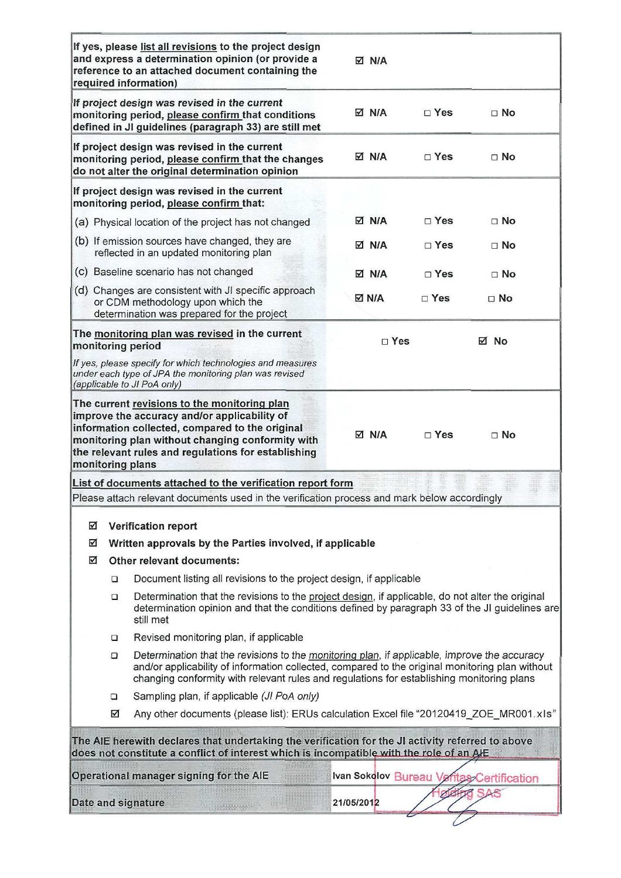| | | | |
|---|---|---|---|
| If yes, please list all revisions to the project design and express a determination opinion (or provide a reference to an attached document containing the required information) | ☑ N/A | | |
| *If project design was revised in the current* monitoring period, please confirm that conditions defined in JI guidelines (paragraph 33) are still met | ☑ N/A | □ Yes | □ No |
| If project design was revised in the current monitoring period, please confirm that the changes do not alter the original determination opinion | ☑ N/A | □ Yes | □ No |
| If project design was revised in the current monitoring period, please confirm that: | | | |
| (a) Physical location of the project has not changed | ☑ N/A | □ Yes | □ No |
| (b) If emission sources have changed, they are reflected in an updated monitoring plan | ☑ N/A | □ Yes | □ No |
| (c) Baseline scenario has not changed | ☑ N/A | □ Yes | □ No |
| (d) Changes are consistent with JI specific approach or CDM methodology upon which the determination was prepared for the project | ☑ N/A | □ Yes | □ No |
| The monitoring plan was revised in the current monitoring period | □ Yes | | ☑ No |
| *If yes, please specify for which technologies and measures under each type of JPA the monitoring plan was revised (applicable to JI PoA only)* | | | |
| The current revisions to the monitoring plan improve the accuracy and/or applicability of information collected, compared to the original monitoring plan without changing conformity with the relevant rules and regulations for establishing monitoring plans | ☑ N/A | □ Yes | □ No |

**List of documents attached to the verification report form**

Please attach relevant documents used in the verification process and mark below accordingly

☑ **Verification report**

☑ **Written approvals by the Parties involved, if applicable**

☑ **Other relevant documents:**

- □ Document listing all revisions to the project design, if applicable
- □ Determination that the revisions to the project design, if applicable, do not alter the original determination opinion and that the conditions defined by paragraph 33 of the JI guidelines are still met
- □ Revised monitoring plan, if applicable
- □ Determination that the revisions to the *monitoring plan*, if applicable, *improve the accuracy* and/or applicability of information collected, compared to the original monitoring plan without changing conformity with relevant rules and regulations for establishing monitoring plans
- □ Sampling plan, if applicable *(JI PoA only)*
- ☑ Any other documents (please list): ERUs calculation Excel file "20120419_ZOE_MR001.xls"

**The AIE herewith declares that undertaking the verification for the JI activity referred to above does not constitute a conflict of interest which is incompatible with the role of an AIE**

| | |
|---|---|
| **Operational manager signing for the AIE** | Ivan Sokolov Bureau Veritas Certification Holding SAS |
| **Date and signature** | 21/05/2012 |